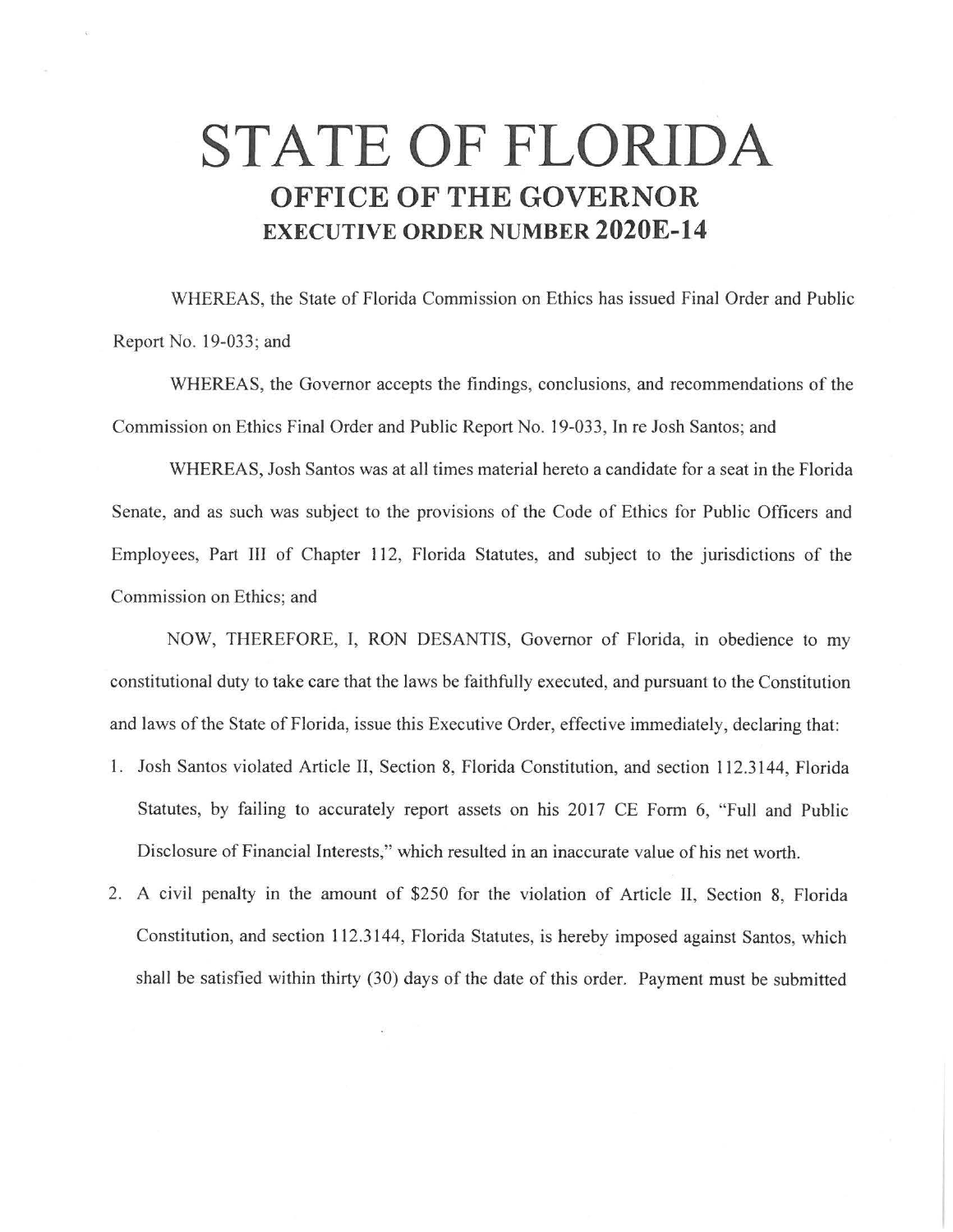# STATE OF FLORIDA

## OFFICE OF THE GOVERNOR

### EXECUTIVE ORDER NUMBER 2020E-14

WHEREAS, the State of Florida Commission on Ethics has issued Final Order and Public Report No. 19-033; and

WHEREAS, the Governor accepts the findings, conclusions, and recommendations of the Commission on Ethics Final Order and Public Report No. 19-033, In re Josh Santos; and

WHEREAS, Josh Santos was at all times material hereto a candidate for a seat in the Florida Senate, and as such was subject to the provisions of the Code of Ethics for Public Officers and Employees, Part III of Chapter 112, Florida Statutes, and subject to the jurisdictions of the Commission on Ethics; and

NOW, THEREFORE, I, RON DESANTIS, Governor of Florida, in obedience to my constitutional duty to take care that the laws be faithfully executed, and pursuant to the Constitution and laws of the State of Florida, issue this Executive Order, effective immediately, declaring that:

1. Josh Santos violated Article II, Section 8, Florida Constitution, and section 112.3144, Florida Statutes, by failing to accurately report assets on his 2017 CE Form 6, "Full and Public Disclosure of Financial Interests," which resulted in an inaccurate value of his net worth.
2. A civil penalty in the amount of $250 for the violation of Article II, Section 8, Florida Constitution, and section 112.3144, Florida Statutes, is hereby imposed against Santos, which shall be satisfied within thirty (30) days of the date of this order. Payment must be submitted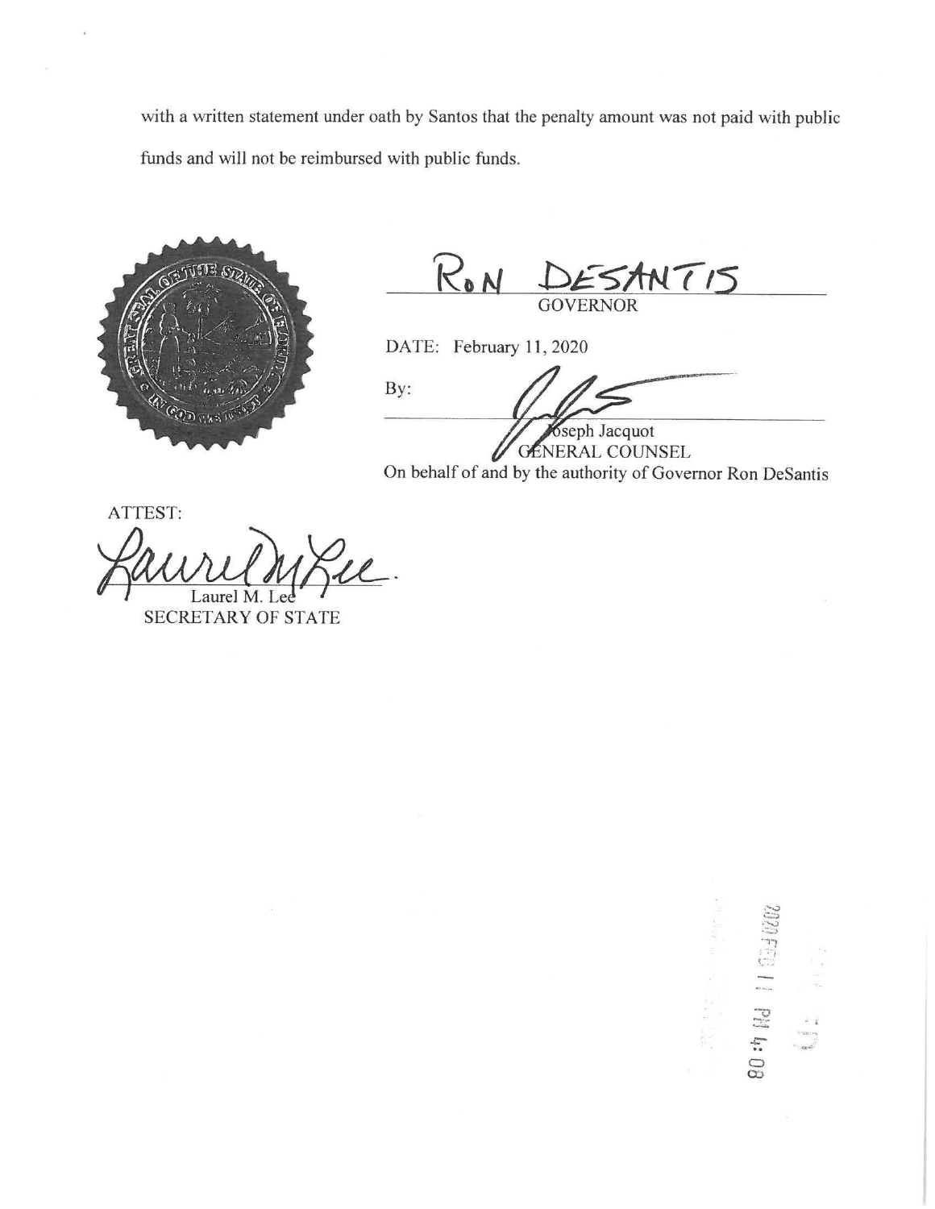with a written statement under oath by Santos that the penalty amount was not paid with public funds and will not be reimbursed with public funds.

RON DESANTIS
GOVERNOR

DATE: February 11, 2020

By:

Joseph Jacquot
GENERAL COUNSEL
On behalf of and by the authority of Governor Ron DeSantis

ATTEST:

Laurel M. Lee
SECRETARY OF STATE

2020 FEB 11 PM 4:08